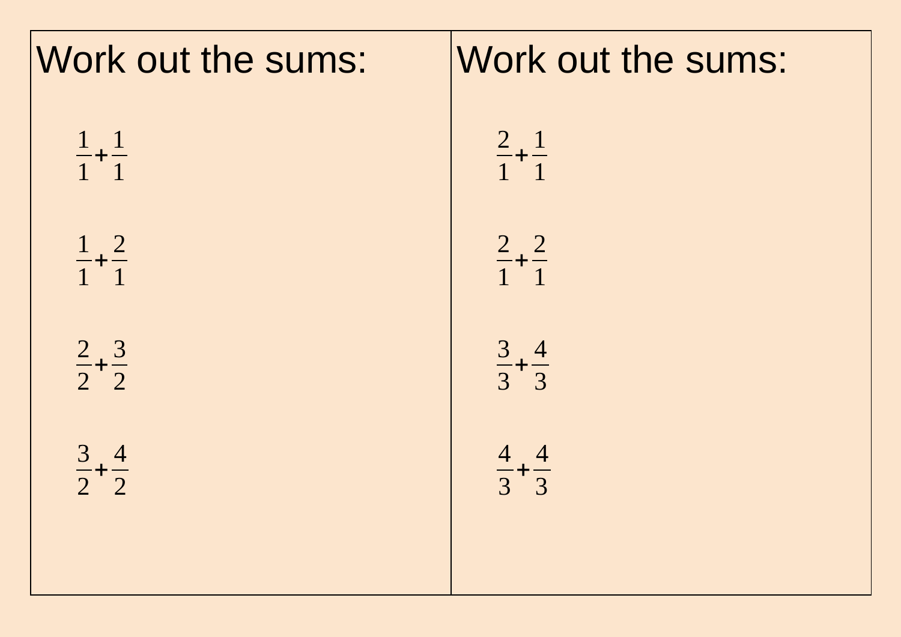Work out the sums:

$$\frac{1}{1}+\frac{1}{1}$$

$$\frac{1}{1}+\frac{2}{1}$$

$$\frac{2}{2}+\frac{3}{2}$$

$$\frac{3}{2}+\frac{4}{2}$$

Work out the sums:

$$\frac{2}{1}+\frac{1}{1}$$

$$\frac{2}{1}+\frac{2}{1}$$

$$\frac{3}{3}+\frac{4}{3}$$

$$\frac{4}{3}+\frac{4}{3}$$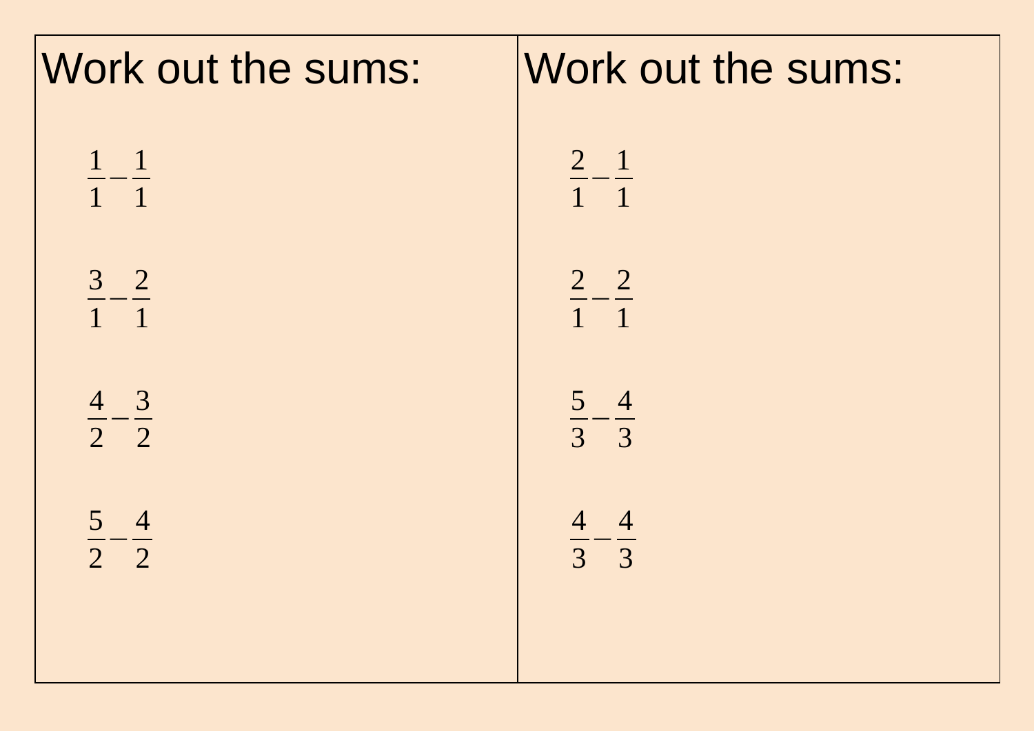Work out the sums:

$$\frac{1}{1}-\frac{1}{1}$$

$$\frac{3}{1}-\frac{2}{1}$$

$$\frac{4}{2}-\frac{3}{2}$$

$$\frac{5}{2}-\frac{4}{2}$$

Work out the sums:

$$\frac{2}{1}-\frac{1}{1}$$

$$\frac{2}{1}-\frac{2}{1}$$

$$\frac{5}{3}-\frac{4}{3}$$

$$\frac{4}{3}-\frac{4}{3}$$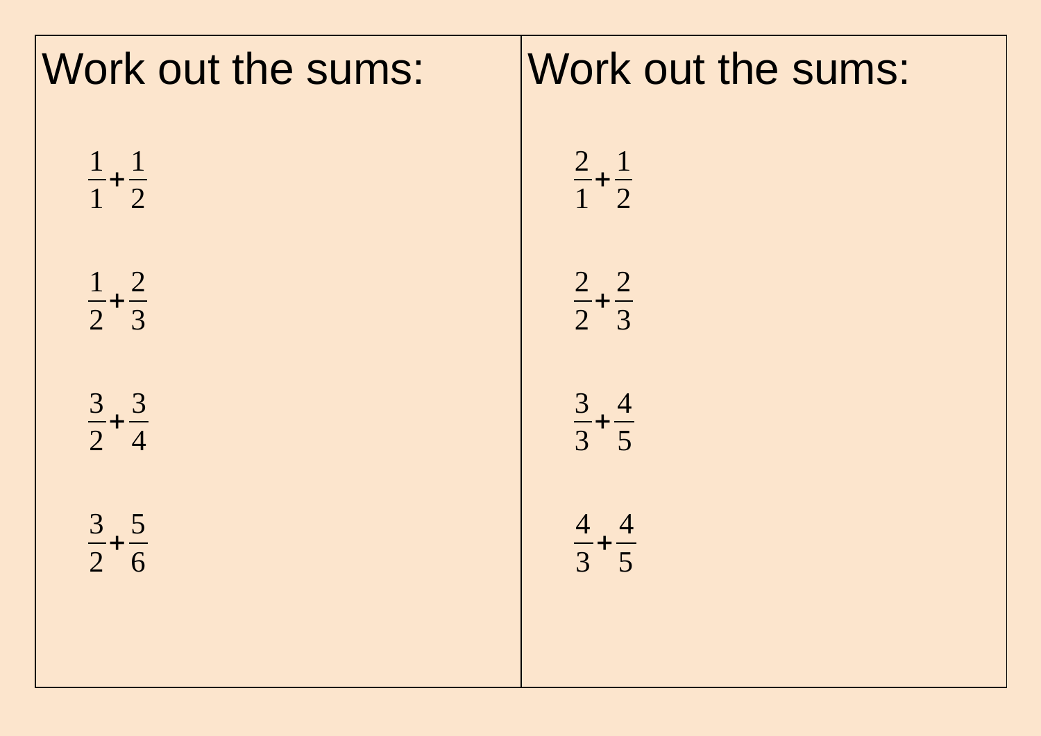Work out the sums:

$$\frac{1}{1}+\frac{1}{2}$$

$$\frac{1}{2}+\frac{2}{3}$$

$$\frac{3}{2}+\frac{3}{4}$$

$$\frac{3}{2}+\frac{5}{6}$$

Work out the sums:

$$\frac{2}{1}+\frac{1}{2}$$

$$\frac{2}{2}+\frac{2}{3}$$

$$\frac{3}{3}+\frac{4}{5}$$

$$\frac{4}{3}+\frac{4}{5}$$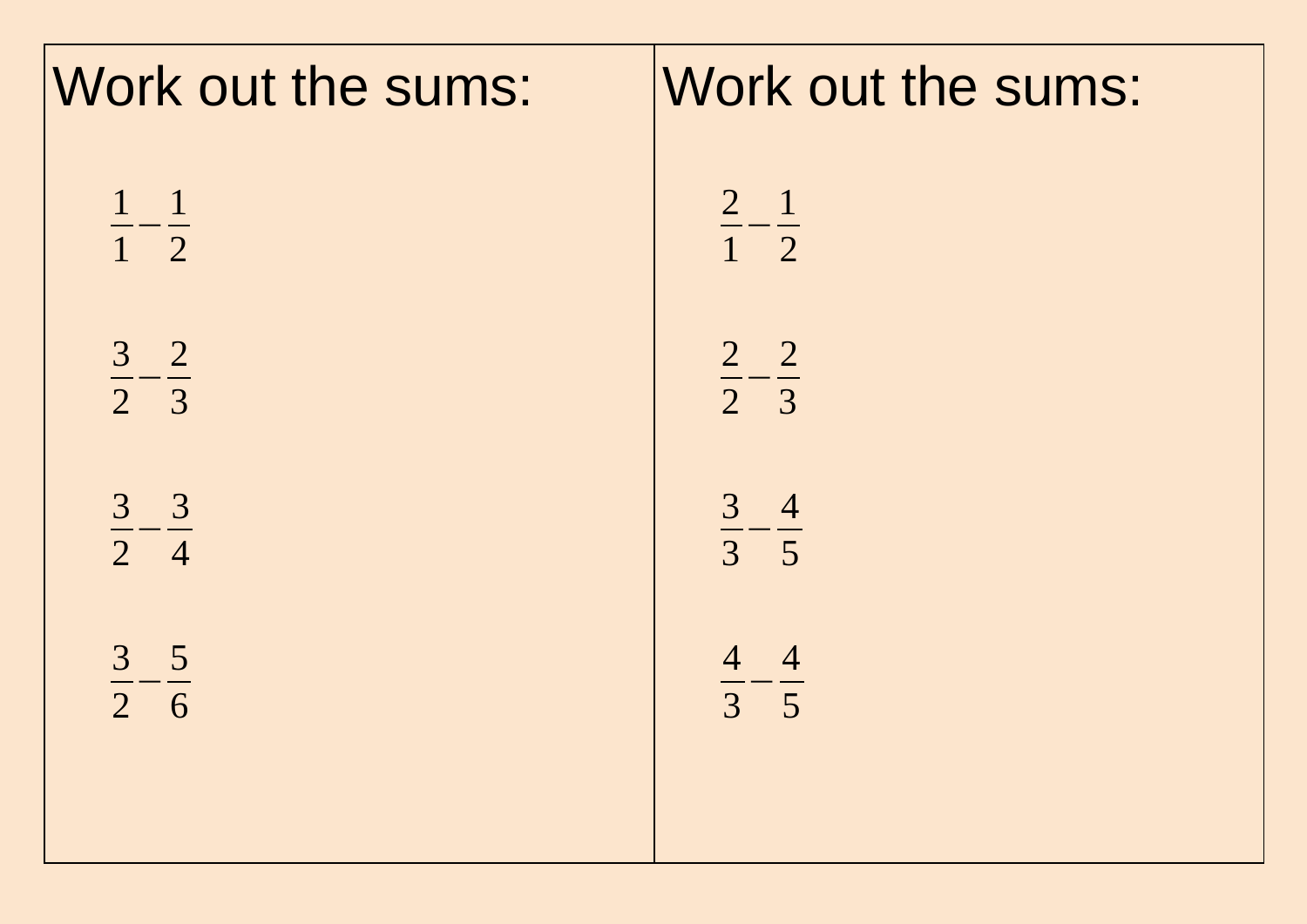Work out the sums:

$$\frac{1}{1}-\frac{1}{2}$$

$$\frac{3}{2}-\frac{2}{3}$$

$$\frac{3}{2}-\frac{3}{4}$$

$$\frac{3}{2}-\frac{5}{6}$$

Work out the sums:

$$\frac{2}{1}-\frac{1}{2}$$

$$\frac{2}{2}-\frac{2}{3}$$

$$\frac{3}{3}-\frac{4}{5}$$

$$\frac{4}{3}-\frac{4}{5}$$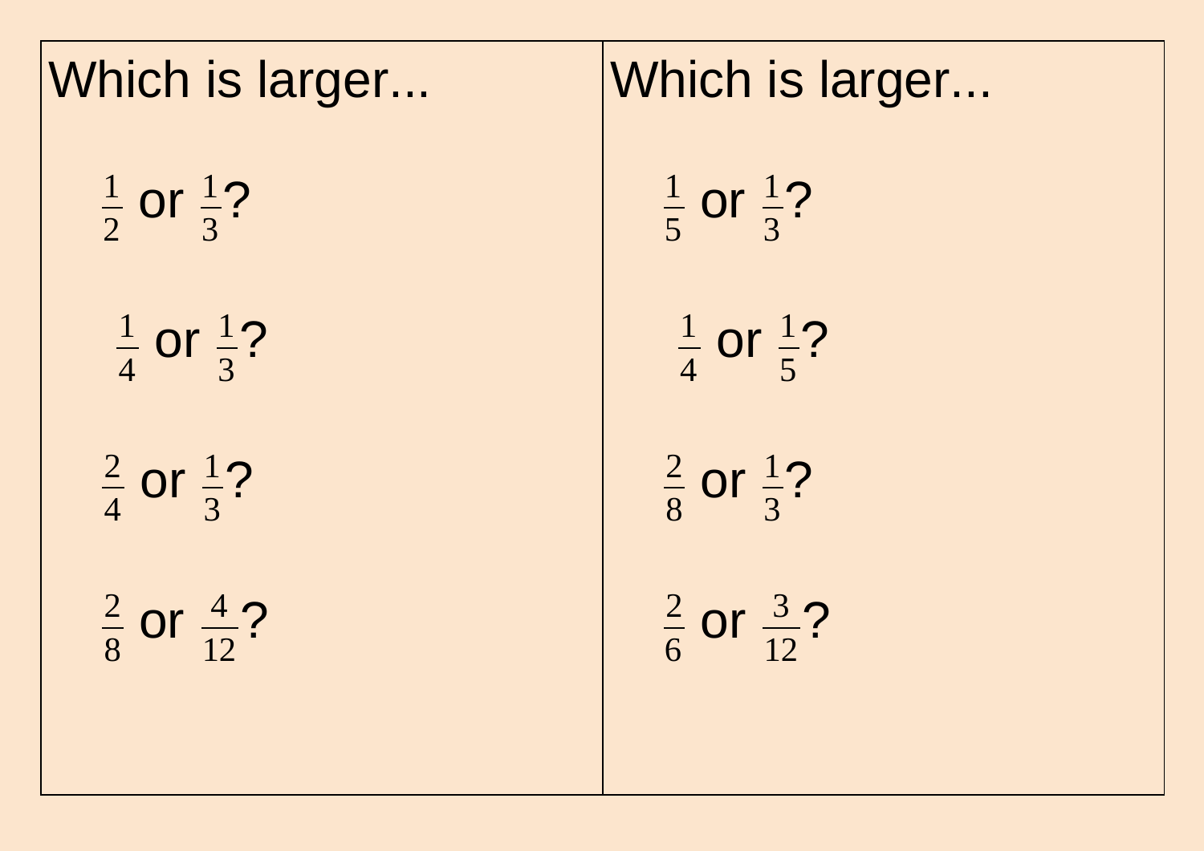Which is larger...

$\frac{1}{2}$ or $\frac{1}{3}$?

$\frac{1}{4}$ or $\frac{1}{3}$?

$\frac{2}{4}$ or $\frac{1}{3}$?

$\frac{2}{8}$ or $\frac{4}{12}$?

Which is larger...

$\frac{1}{5}$ or $\frac{1}{3}$?

$\frac{1}{4}$ or $\frac{1}{5}$?

$\frac{2}{8}$ or $\frac{1}{3}$?

$\frac{2}{6}$ or $\frac{3}{12}$?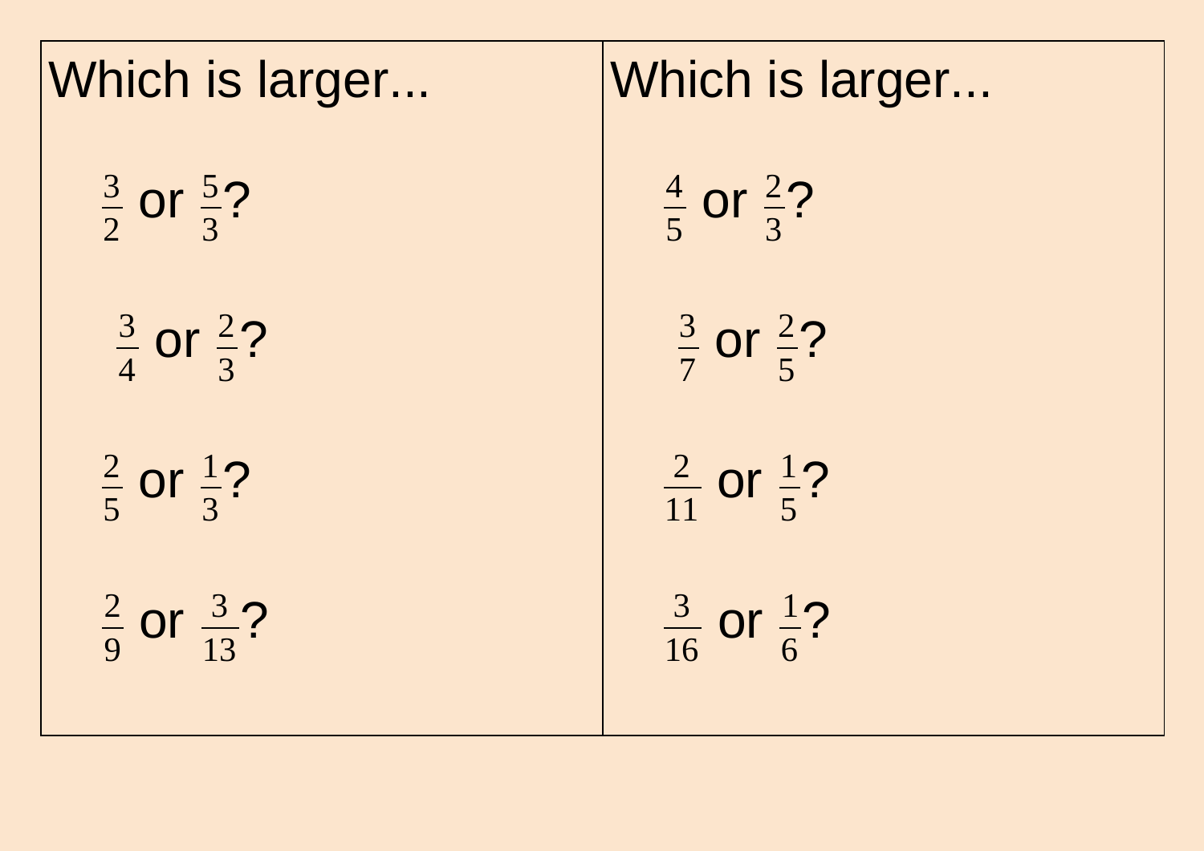Which is larger...

$\frac{3}{2}$ or $\frac{5}{3}$?

$\frac{3}{4}$ or $\frac{2}{3}$?

$\frac{2}{5}$ or $\frac{1}{3}$?

$\frac{2}{9}$ or $\frac{3}{13}$?

Which is larger...

$\frac{4}{5}$ or $\frac{2}{3}$?

$\frac{3}{7}$ or $\frac{2}{5}$?

$\frac{2}{11}$ or $\frac{1}{5}$?

$\frac{3}{16}$ or $\frac{1}{6}$?